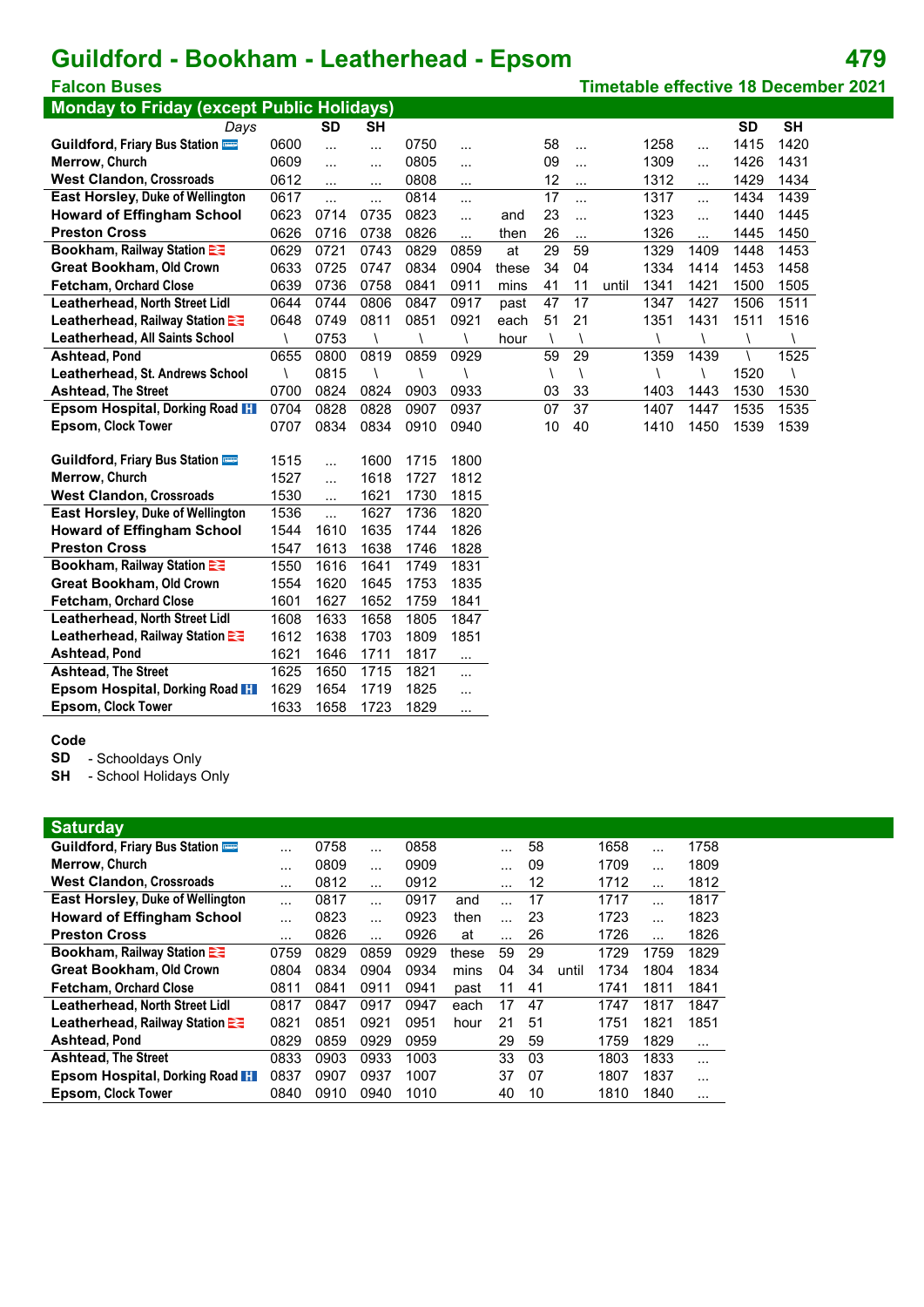# Guildford - Bookham - Leatherhead - Epsom

**479**

**Falcon Buses**

**Timetable effective 18 December 2021**

## Monday to Friday (except Public Holidays)

| *Days* | | SD | SH | | | | | | | | | SD | SH |
|---|---|---|---|---|---|---|---|---|---|---|---|---|---|
| **Guildford**, Friary Bus Station | 0600 | ... | ... | 0750 | ... | | 58 | ... | | 1258 | ... | 1415 | 1420 |
| **Merrow**, Church | 0609 | ... | ... | 0805 | ... | | 09 | ... | | 1309 | ... | 1426 | 1431 |
| **West Clandon**, Crossroads | 0612 | ... | ... | 0808 | ... | | 12 | ... | | 1312 | ... | 1429 | 1434 |
| **East Horsley**, Duke of Wellington | 0617 | ... | ... | 0814 | ... | | 17 | ... | | 1317 | ... | 1434 | 1439 |
| **Howard of Effingham School** | 0623 | 0714 | 0735 | 0823 | ... | and | 23 | ... | | 1323 | ... | 1440 | 1445 |
| **Preston Cross** | 0626 | 0716 | 0738 | 0826 | ... | then | 26 | ... | | 1326 | ... | 1445 | 1450 |
| **Bookham**, Railway Station | 0629 | 0721 | 0743 | 0829 | 0859 | at | 29 | 59 | | 1329 | 1409 | 1448 | 1453 |
| **Great Bookham**, Old Crown | 0633 | 0725 | 0747 | 0834 | 0904 | these | 34 | 04 | | 1334 | 1414 | 1453 | 1458 |
| **Fetcham**, Orchard Close | 0639 | 0736 | 0758 | 0841 | 0911 | mins | 41 | 11 | until | 1341 | 1421 | 1500 | 1505 |
| **Leatherhead**, North Street Lidl | 0644 | 0744 | 0806 | 0847 | 0917 | past | 47 | 17 | | 1347 | 1427 | 1506 | 1511 |
| **Leatherhead**, Railway Station | 0648 | 0749 | 0811 | 0851 | 0921 | each | 51 | 21 | | 1351 | 1431 | 1511 | 1516 |
| **Leatherhead**, All Saints School | \ | 0753 | \ | \ | \ | hour | \ | \ | | \ | \ | \ | \ |
| **Ashtead**, Pond | 0655 | 0800 | 0819 | 0859 | 0929 | | 59 | 29 | | 1359 | 1439 | \ | 1525 |
| **Leatherhead**, St. Andrews School | \ | 0815 | \ | \ | \ | | \ | \ | | \ | \ | 1520 | \ |
| **Ashtead**, The Street | 0700 | 0824 | 0824 | 0903 | 0933 | | 03 | 33 | | 1403 | 1443 | 1530 | 1530 |
| **Epsom Hospital**, Dorking Road | 0704 | 0828 | 0828 | 0907 | 0937 | | 07 | 37 | | 1407 | 1447 | 1535 | 1535 |
| **Epsom**, Clock Tower | 0707 | 0834 | 0834 | 0910 | 0940 | | 10 | 40 | | 1410 | 1450 | 1539 | 1539 |

| | | | | | |
|---|---|---|---|---|---|
| **Guildford**, Friary Bus Station | 1515 | ... | 1600 | 1715 | 1800 |
| **Merrow**, Church | 1527 | ... | 1618 | 1727 | 1812 |
| **West Clandon**, Crossroads | 1530 | ... | 1621 | 1730 | 1815 |
| **East Horsley**, Duke of Wellington | 1536 | ... | 1627 | 1736 | 1820 |
| **Howard of Effingham School** | 1544 | 1610 | 1635 | 1744 | 1826 |
| **Preston Cross** | 1547 | 1613 | 1638 | 1746 | 1828 |
| **Bookham**, Railway Station | 1550 | 1616 | 1641 | 1749 | 1831 |
| **Great Bookham**, Old Crown | 1554 | 1620 | 1645 | 1753 | 1835 |
| **Fetcham**, Orchard Close | 1601 | 1627 | 1652 | 1759 | 1841 |
| **Leatherhead**, North Street Lidl | 1608 | 1633 | 1658 | 1805 | 1847 |
| **Leatherhead**, Railway Station | 1612 | 1638 | 1703 | 1809 | 1851 |
| **Ashtead**, Pond | 1621 | 1646 | 1711 | 1817 | ... |
| **Ashtead**, The Street | 1625 | 1650 | 1715 | 1821 | ... |
| **Epsom Hospital**, Dorking Road | 1629 | 1654 | 1719 | 1825 | ... |
| **Epsom**, Clock Tower | 1633 | 1658 | 1723 | 1829 | ... |

**Code**

**SD** - Schooldays Only

**SH** - School Holidays Only

## Saturday

| | | | | | | | | | | | |
|---|---|---|---|---|---|---|---|---|---|---|---|
| **Guildford**, Friary Bus Station | ... | 0758 | ... | 0858 | | ... | 58 | | 1658 | ... | 1758 |
| **Merrow**, Church | ... | 0809 | ... | 0909 | | ... | 09 | | 1709 | ... | 1809 |
| **West Clandon**, Crossroads | ... | 0812 | ... | 0912 | | ... | 12 | | 1712 | ... | 1812 |
| **East Horsley**, Duke of Wellington | ... | 0817 | ... | 0917 | and | ... | 17 | | 1717 | ... | 1817 |
| **Howard of Effingham School** | ... | 0823 | ... | 0923 | then | ... | 23 | | 1723 | ... | 1823 |
| **Preston Cross** | ... | 0826 | ... | 0926 | at | ... | 26 | | 1726 | ... | 1826 |
| **Bookham**, Railway Station | 0759 | 0829 | 0859 | 0929 | these | 59 | 29 | | 1729 | 1759 | 1829 |
| **Great Bookham**, Old Crown | 0804 | 0834 | 0904 | 0934 | mins | 04 | 34 | until | 1734 | 1804 | 1834 |
| **Fetcham**, Orchard Close | 0811 | 0841 | 0911 | 0941 | past | 11 | 41 | | 1741 | 1811 | 1841 |
| **Leatherhead**, North Street Lidl | 0817 | 0847 | 0917 | 0947 | each | 17 | 47 | | 1747 | 1817 | 1847 |
| **Leatherhead**, Railway Station | 0821 | 0851 | 0921 | 0951 | hour | 21 | 51 | | 1751 | 1821 | 1851 |
| **Ashtead**, Pond | 0829 | 0859 | 0929 | 0959 | | 29 | 59 | | 1759 | 1829 | ... |
| **Ashtead**, The Street | 0833 | 0903 | 0933 | 1003 | | 33 | 03 | | 1803 | 1833 | ... |
| **Epsom Hospital**, Dorking Road | 0837 | 0907 | 0937 | 1007 | | 37 | 07 | | 1807 | 1837 | ... |
| **Epsom**, Clock Tower | 0840 | 0910 | 0940 | 1010 | | 40 | 10 | | 1810 | 1840 | ... |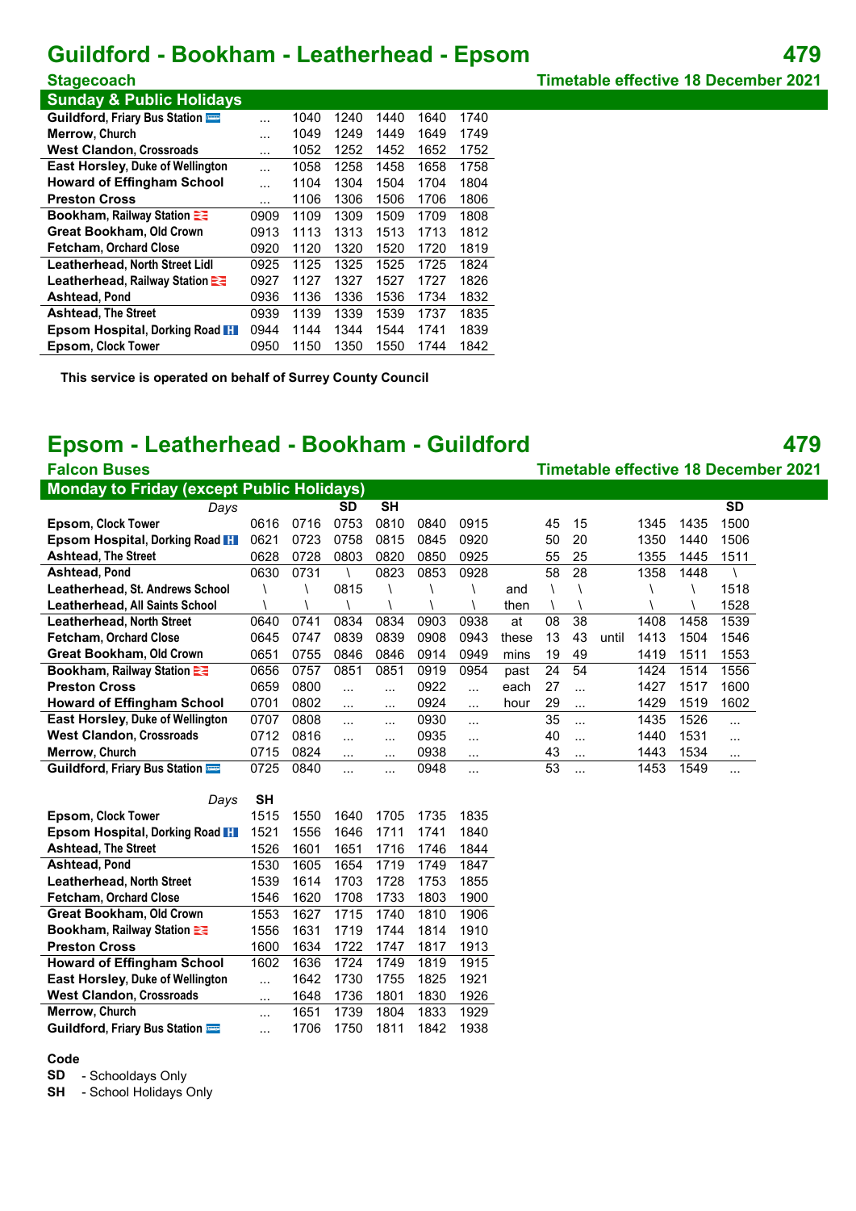# Guildford - Bookham - Leatherhead - Epsom 479

**Stagecoach** — Timetable effective 18 December 2021

## Sunday & Public Holidays

| Stop | | | | | | |
|---|---|---|---|---|---|---|
| **Guildford**, Friary Bus Station | ... | 1040 | 1240 | 1440 | 1640 | 1740 |
| **Merrow**, Church | ... | 1049 | 1249 | 1449 | 1649 | 1749 |
| **West Clandon**, Crossroads | ... | 1052 | 1252 | 1452 | 1652 | 1752 |
| **East Horsley**, Duke of Wellington | ... | 1058 | 1258 | 1458 | 1658 | 1758 |
| **Howard of Effingham School** | ... | 1104 | 1304 | 1504 | 1704 | 1804 |
| **Preston Cross** | ... | 1106 | 1306 | 1506 | 1706 | 1806 |
| **Bookham**, Railway Station | 0909 | 1109 | 1309 | 1509 | 1709 | 1808 |
| **Great Bookham**, Old Crown | 0913 | 1113 | 1313 | 1513 | 1713 | 1812 |
| **Fetcham**, Orchard Close | 0920 | 1120 | 1320 | 1520 | 1720 | 1819 |
| **Leatherhead**, North Street Lidl | 0925 | 1125 | 1325 | 1525 | 1725 | 1824 |
| **Leatherhead**, Railway Station | 0927 | 1127 | 1327 | 1527 | 1727 | 1826 |
| **Ashtead**, Pond | 0936 | 1136 | 1336 | 1536 | 1734 | 1832 |
| **Ashtead**, The Street | 0939 | 1139 | 1339 | 1539 | 1737 | 1835 |
| **Epsom Hospital**, Dorking Road | 0944 | 1144 | 1344 | 1544 | 1741 | 1839 |
| **Epsom**, Clock Tower | 0950 | 1150 | 1350 | 1550 | 1744 | 1842 |

**This service is operated on behalf of Surrey County Council**

# Epsom - Leatherhead - Bookham - Guildford 479

**Falcon Buses** — Timetable effective 18 December 2021

## Monday to Friday (except Public Holidays)

| *Days* | | | SD | SH | | | | | | | | | SD |
|---|---|---|---|---|---|---|---|---|---|---|---|---|---|
| **Epsom**, Clock Tower | 0616 | 0716 | 0753 | 0810 | 0840 | 0915 | | 45 | 15 | | 1345 | 1435 | 1500 |
| **Epsom Hospital**, Dorking Road | 0621 | 0723 | 0758 | 0815 | 0845 | 0920 | | 50 | 20 | | 1350 | 1440 | 1506 |
| **Ashtead**, The Street | 0628 | 0728 | 0803 | 0820 | 0850 | 0925 | | 55 | 25 | | 1355 | 1445 | 1511 |
| **Ashtead**, Pond | 0630 | 0731 | \ | 0823 | 0853 | 0928 | | 58 | 28 | | 1358 | 1448 | \ |
| **Leatherhead**, St. Andrews School | \ | \ | 0815 | \ | \ | \ | and | \ | \ | | \ | \ | 1518 |
| **Leatherhead**, All Saints School | \ | \ | \ | \ | \ | \ | then | \ | \ | | \ | \ | 1528 |
| **Leatherhead**, North Street | 0640 | 0741 | 0834 | 0834 | 0903 | 0938 | at | 08 | 38 | | 1408 | 1458 | 1539 |
| **Fetcham**, Orchard Close | 0645 | 0747 | 0839 | 0839 | 0908 | 0943 | these | 13 | 43 | until | 1413 | 1504 | 1546 |
| **Great Bookham**, Old Crown | 0651 | 0755 | 0846 | 0846 | 0914 | 0949 | mins | 19 | 49 | | 1419 | 1511 | 1553 |
| **Bookham**, Railway Station | 0656 | 0757 | 0851 | 0851 | 0919 | 0954 | past | 24 | 54 | | 1424 | 1514 | 1556 |
| **Preston Cross** | 0659 | 0800 | ... | ... | 0922 | ... | each | 27 | ... | | 1427 | 1517 | 1600 |
| **Howard of Effingham School** | 0701 | 0802 | ... | ... | 0924 | ... | hour | 29 | ... | | 1429 | 1519 | 1602 |
| **East Horsley**, Duke of Wellington | 0707 | 0808 | ... | ... | 0930 | ... | | 35 | ... | | 1435 | 1526 | ... |
| **West Clandon**, Crossroads | 0712 | 0816 | ... | ... | 0935 | ... | | 40 | ... | | 1440 | 1531 | ... |
| **Merrow**, Church | 0715 | 0824 | ... | ... | 0938 | ... | | 43 | ... | | 1443 | 1534 | ... |
| **Guildford**, Friary Bus Station | 0725 | 0840 | ... | ... | 0948 | ... | | 53 | ... | | 1453 | 1549 | ... |

| *Days* | SH | | | | | |
|---|---|---|---|---|---|---|
| **Epsom**, Clock Tower | 1515 | 1550 | 1640 | 1705 | 1735 | 1835 |
| **Epsom Hospital**, Dorking Road | 1521 | 1556 | 1646 | 1711 | 1741 | 1840 |
| **Ashtead**, The Street | 1526 | 1601 | 1651 | 1716 | 1746 | 1844 |
| **Ashtead**, Pond | 1530 | 1605 | 1654 | 1719 | 1749 | 1847 |
| **Leatherhead**, North Street | 1539 | 1614 | 1703 | 1728 | 1753 | 1855 |
| **Fetcham**, Orchard Close | 1546 | 1620 | 1708 | 1733 | 1803 | 1900 |
| **Great Bookham**, Old Crown | 1553 | 1627 | 1715 | 1740 | 1810 | 1906 |
| **Bookham**, Railway Station | 1556 | 1631 | 1719 | 1744 | 1814 | 1910 |
| **Preston Cross** | 1600 | 1634 | 1722 | 1747 | 1817 | 1913 |
| **Howard of Effingham School** | 1602 | 1636 | 1724 | 1749 | 1819 | 1915 |
| **East Horsley**, Duke of Wellington | ... | 1642 | 1730 | 1755 | 1825 | 1921 |
| **West Clandon**, Crossroads | ... | 1648 | 1736 | 1801 | 1830 | 1926 |
| **Merrow**, Church | ... | 1651 | 1739 | 1804 | 1833 | 1929 |
| **Guildford**, Friary Bus Station | ... | 1706 | 1750 | 1811 | 1842 | 1938 |

**Code**

**SD** - Schooldays Only
**SH** - School Holidays Only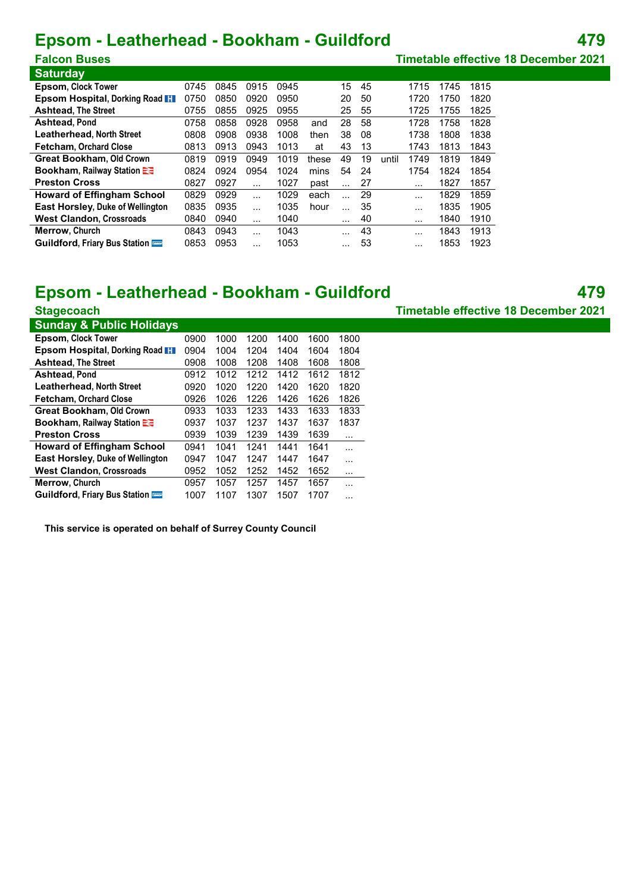# Epsom - Leatherhead - Bookham - Guildford 479

**Falcon Buses** — **Timetable effective 18 December 2021**

## Saturday

| | | | | | | | | | | | |
|---|---|---|---|---|---|---|---|---|---|---|---|
| **Epsom**, Clock Tower | 0745 | 0845 | 0915 | 0945 | | 15 | 45 | | 1715 | 1745 | 1815 |
| **Epsom Hospital**, Dorking Road | 0750 | 0850 | 0920 | 0950 | | 20 | 50 | | 1720 | 1750 | 1820 |
| **Ashtead**, The Street | 0755 | 0855 | 0925 | 0955 | | 25 | 55 | | 1725 | 1755 | 1825 |
| **Ashtead**, Pond | 0758 | 0858 | 0928 | 0958 | and | 28 | 58 | | 1728 | 1758 | 1828 |
| **Leatherhead**, North Street | 0808 | 0908 | 0938 | 1008 | then | 38 | 08 | | 1738 | 1808 | 1838 |
| **Fetcham**, Orchard Close | 0813 | 0913 | 0943 | 1013 | at | 43 | 13 | | 1743 | 1813 | 1843 |
| **Great Bookham**, Old Crown | 0819 | 0919 | 0949 | 1019 | these | 49 | 19 | until | 1749 | 1819 | 1849 |
| **Bookham**, Railway Station | 0824 | 0924 | 0954 | 1024 | mins | 54 | 24 | | 1754 | 1824 | 1854 |
| **Preston Cross** | 0827 | 0927 | ... | 1027 | past | ... | 27 | | ... | 1827 | 1857 |
| **Howard of Effingham School** | 0829 | 0929 | ... | 1029 | each | ... | 29 | | ... | 1829 | 1859 |
| **East Horsley**, Duke of Wellington | 0835 | 0935 | ... | 1035 | hour | ... | 35 | | ... | 1835 | 1905 |
| **West Clandon**, Crossroads | 0840 | 0940 | ... | 1040 | | ... | 40 | | ... | 1840 | 1910 |
| **Merrow**, Church | 0843 | 0943 | ... | 1043 | | ... | 43 | | ... | 1843 | 1913 |
| **Guildford**, Friary Bus Station | 0853 | 0953 | ... | 1053 | | ... | 53 | | ... | 1853 | 1923 |

# Epsom - Leatherhead - Bookham - Guildford 479

**Stagecoach** — **Timetable effective 18 December 2021**

## Sunday & Public Holidays

| | | | | | | |
|---|---|---|---|---|---|---|
| **Epsom**, Clock Tower | 0900 | 1000 | 1200 | 1400 | 1600 | 1800 |
| **Epsom Hospital**, Dorking Road | 0904 | 1004 | 1204 | 1404 | 1604 | 1804 |
| **Ashtead**, The Street | 0908 | 1008 | 1208 | 1408 | 1608 | 1808 |
| **Ashtead**, Pond | 0912 | 1012 | 1212 | 1412 | 1612 | 1812 |
| **Leatherhead**, North Street | 0920 | 1020 | 1220 | 1420 | 1620 | 1820 |
| **Fetcham**, Orchard Close | 0926 | 1026 | 1226 | 1426 | 1626 | 1826 |
| **Great Bookham**, Old Crown | 0933 | 1033 | 1233 | 1433 | 1633 | 1833 |
| **Bookham**, Railway Station | 0937 | 1037 | 1237 | 1437 | 1637 | 1837 |
| **Preston Cross** | 0939 | 1039 | 1239 | 1439 | 1639 | ... |
| **Howard of Effingham School** | 0941 | 1041 | 1241 | 1441 | 1641 | ... |
| **East Horsley**, Duke of Wellington | 0947 | 1047 | 1247 | 1447 | 1647 | ... |
| **West Clandon**, Crossroads | 0952 | 1052 | 1252 | 1452 | 1652 | ... |
| **Merrow**, Church | 0957 | 1057 | 1257 | 1457 | 1657 | ... |
| **Guildford**, Friary Bus Station | 1007 | 1107 | 1307 | 1507 | 1707 | ... |

**This service is operated on behalf of Surrey County Council**